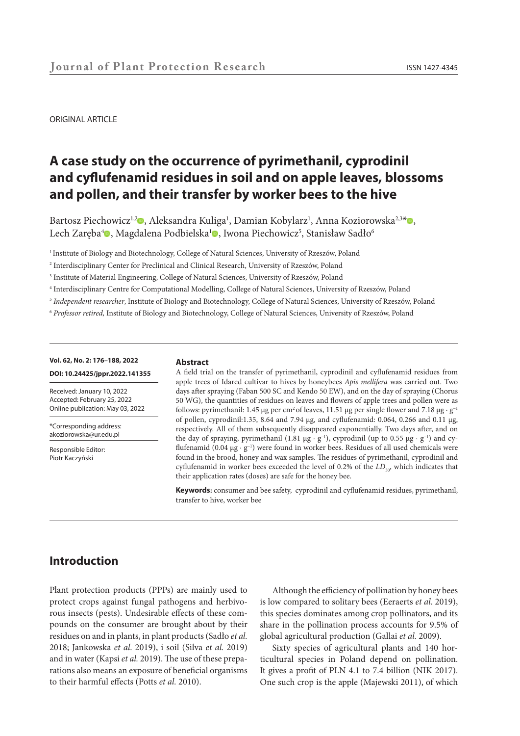ORIGINAL ARTICLE

# A case study on the occurrence of pyrimethanil, cyprodinil and cyflufenamid residues in soil and on apple leaves, blossoms and pollen, and their transfer by worker bees to the hive

Bartosz Piechowicz[1,2], Aleksandra Kuliga[1], Damian Kobylarz[1], Anna Koziorowska[2,3]*, Lech Zaręba[4], Magdalena Podbielska[1], Iwona Piechowicz[5], Stanisław Sadło[6]

[1] Institute of Biology and Biotechnology, College of Natural Sciences, University of Rzeszów, Poland

[2] Interdisciplinary Center for Preclinical and Clinical Research, University of Rzeszów, Poland

[3] Institute of Material Engineering, College of Natural Sciences, University of Rzeszów, Poland

[4] Interdisciplinary Centre for Computational Modelling, College of Natural Sciences, University of Rzeszów, Poland

[5] *Independent researcher*, Institute of Biology and Biotechnology, College of Natural Sciences, University of Rzeszów, Poland

[6] *Professor retired,* Institute of Biology and Biotechnology, College of Natural Sciences, University of Rzeszów, Poland

**Vol. 62, No. 2: 176–188, 2022**

**DOI: 10.24425/jppr.2022.141355**

Received: January 10, 2022
Accepted: February 25, 2022
Online publication: May 03, 2022

*Corresponding address:
akoziorowska@ur.edu.pl

Responsible Editor:
Piotr Kaczyński

**Abstract**

A field trial on the transfer of pyrimethanil, cyprodinil and cyflufenamid residues from apple trees of Idared cultivar to hives by honeybees *Apis mellifera* was carried out. Two days after spraying (Faban 500 SC and Kendo 50 EW), and on the day of spraying (Chorus 50 WG), the quantities of residues on leaves and flowers of apple trees and pollen were as follows: pyrimethanil: 1.45 μg per $cm^2$ of leaves, 11.51 μg per single flower and 7.18 $\mu g \cdot g^{-1}$ of pollen, cyprodinil:1.35, 8.64 and 7.94 μg, and cyflufenamid: 0.064, 0.266 and 0.11 μg, respectively. All of them subsequently disappeared exponentially. Two days after, and on the day of spraying, pyrimethanil (1.81 $\mu g \cdot g^{-1}$), cyprodinil (up to 0.55 $\mu g \cdot g^{-1}$) and cyflufenamid (0.04 $\mu g \cdot g^{-1}$) were found in worker bees. Residues of all used chemicals were found in the brood, honey and wax samples. The residues of pyrimethanil, cyprodinil and cyflufenamid in worker bees exceeded the level of 0.2% of the $LD_{50}$, which indicates that their application rates (doses) are safe for the honey bee.

**Keywords:** consumer and bee safety, cyprodinil and cyflufenamid residues, pyrimethanil, transfer to hive, worker bee

## Introduction

Plant protection products (PPPs) are mainly used to protect crops against fungal pathogens and herbivorous insects (pests). Undesirable effects of these compounds on the consumer are brought about by their residues on and in plants, in plant products (Sadło *et al.* 2018; Jankowska *et al*. 2019), i soil (Silva *et al.* 2019) and in water (Kapsi *et al.* 2019). The use of these preparations also means an exposure of beneficial organisms to their harmful effects (Potts *et al.* 2010).

Although the efficiency of pollination by honey bees is low compared to solitary bees (Eeraerts *et al*. 2019), this species dominates among crop pollinators, and its share in the pollination process accounts for 9.5% of global agricultural production (Gallai *et al.* 2009).

Sixty species of agricultural plants and 140 horticultural species in Poland depend on pollination. It gives a profit of PLN 4.1 to 7.4 billion (NIK 2017). One such crop is the apple (Majewski 2011), of which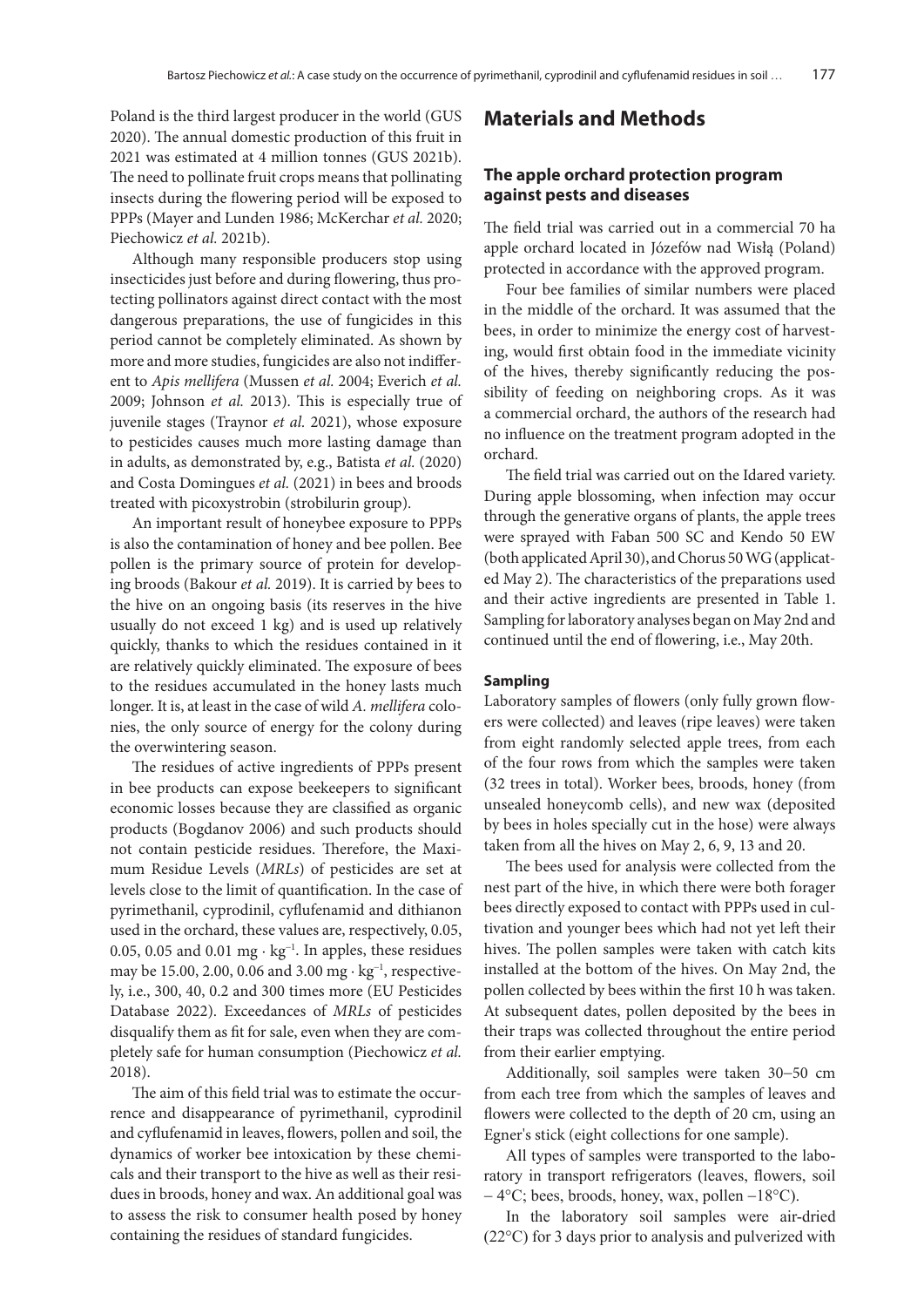Poland is the third largest producer in the world (GUS 2020). The annual domestic production of this fruit in 2021 was estimated at 4 million tonnes (GUS 2021b). The need to pollinate fruit crops means that pollinating insects during the flowering period will be exposed to PPPs (Mayer and Lunden 1986; McKerchar *et al.* 2020; Piechowicz *et al.* 2021b).

Although many responsible producers stop using insecticides just before and during flowering, thus protecting pollinators against direct contact with the most dangerous preparations, the use of fungicides in this period cannot be completely eliminated. As shown by more and more studies, fungicides are also not indifferent to *Apis mellifera* (Mussen *et al.* 2004; Everich *et al.* 2009; Johnson *et al.* 2013). This is especially true of juvenile stages (Traynor *et al.* 2021), whose exposure to pesticides causes much more lasting damage than in adults, as demonstrated by, e.g., Batista *et al.* (2020) and Costa Domingues *et al.* (2021) in bees and broods treated with picoxystrobin (strobilurin group).

An important result of honeybee exposure to PPPs is also the contamination of honey and bee pollen. Bee pollen is the primary source of protein for developing broods (Bakour *et al.* 2019). It is carried by bees to the hive on an ongoing basis (its reserves in the hive usually do not exceed 1 kg) and is used up relatively quickly, thanks to which the residues contained in it are relatively quickly eliminated. The exposure of bees to the residues accumulated in the honey lasts much longer. It is, at least in the case of wild *A. mellifera* colonies, the only source of energy for the colony during the overwintering season.

The residues of active ingredients of PPPs present in bee products can expose beekeepers to significant economic losses because they are classified as organic products (Bogdanov 2006) and such products should not contain pesticide residues. Therefore, the Maximum Residue Levels (*MRLs*) of pesticides are set at levels close to the limit of quantification. In the case of pyrimethanil, cyprodinil, cyflufenamid and dithianon used in the orchard, these values are, respectively, 0.05, 0.05, 0.05 and 0.01 mg · kg$^{-1}$. In apples, these residues may be 15.00, 2.00, 0.06 and 3.00 mg · kg$^{-1}$, respectively, i.e., 300, 40, 0.2 and 300 times more (EU Pesticides Database 2022). Exceedances of *MRLs* of pesticides disqualify them as fit for sale, even when they are completely safe for human consumption (Piechowicz *et al.* 2018).

The aim of this field trial was to estimate the occurrence and disappearance of pyrimethanil, cyprodinil and cyflufenamid in leaves, flowers, pollen and soil, the dynamics of worker bee intoxication by these chemicals and their transport to the hive as well as their residues in broods, honey and wax. An additional goal was to assess the risk to consumer health posed by honey containing the residues of standard fungicides.

## Materials and Methods

### The apple orchard protection program against pests and diseases

The field trial was carried out in a commercial 70 ha apple orchard located in Józefów nad Wisłą (Poland) protected in accordance with the approved program.

Four bee families of similar numbers were placed in the middle of the orchard. It was assumed that the bees, in order to minimize the energy cost of harvesting, would first obtain food in the immediate vicinity of the hives, thereby significantly reducing the possibility of feeding on neighboring crops. As it was a commercial orchard, the authors of the research had no influence on the treatment program adopted in the orchard.

The field trial was carried out on the Idared variety. During apple blossoming, when infection may occur through the generative organs of plants, the apple trees were sprayed with Faban 500 SC and Kendo 50 EW (both applicated April 30), and Chorus 50 WG (applicated May 2). The characteristics of the preparations used and their active ingredients are presented in Table 1. Sampling for laboratory analyses began on May 2nd and continued until the end of flowering, i.e., May 20th.

#### Sampling

Laboratory samples of flowers (only fully grown flowers were collected) and leaves (ripe leaves) were taken from eight randomly selected apple trees, from each of the four rows from which the samples were taken (32 trees in total). Worker bees, broods, honey (from unsealed honeycomb cells), and new wax (deposited by bees in holes specially cut in the hose) were always taken from all the hives on May 2, 6, 9, 13 and 20.

The bees used for analysis were collected from the nest part of the hive, in which there were both forager bees directly exposed to contact with PPPs used in cultivation and younger bees which had not yet left their hives. The pollen samples were taken with catch kits installed at the bottom of the hives. On May 2nd, the pollen collected by bees within the first 10 h was taken. At subsequent dates, pollen deposited by the bees in their traps was collected throughout the entire period from their earlier emptying.

Additionally, soil samples were taken 30–50 cm from each tree from which the samples of leaves and flowers were collected to the depth of 20 cm, using an Egner's stick (eight collections for one sample).

All types of samples were transported to the laboratory in transport refrigerators (leaves, flowers, soil – 4°C; bees, broods, honey, wax, pollen −18°C).

In the laboratory soil samples were air-dried (22°C) for 3 days prior to analysis and pulverized with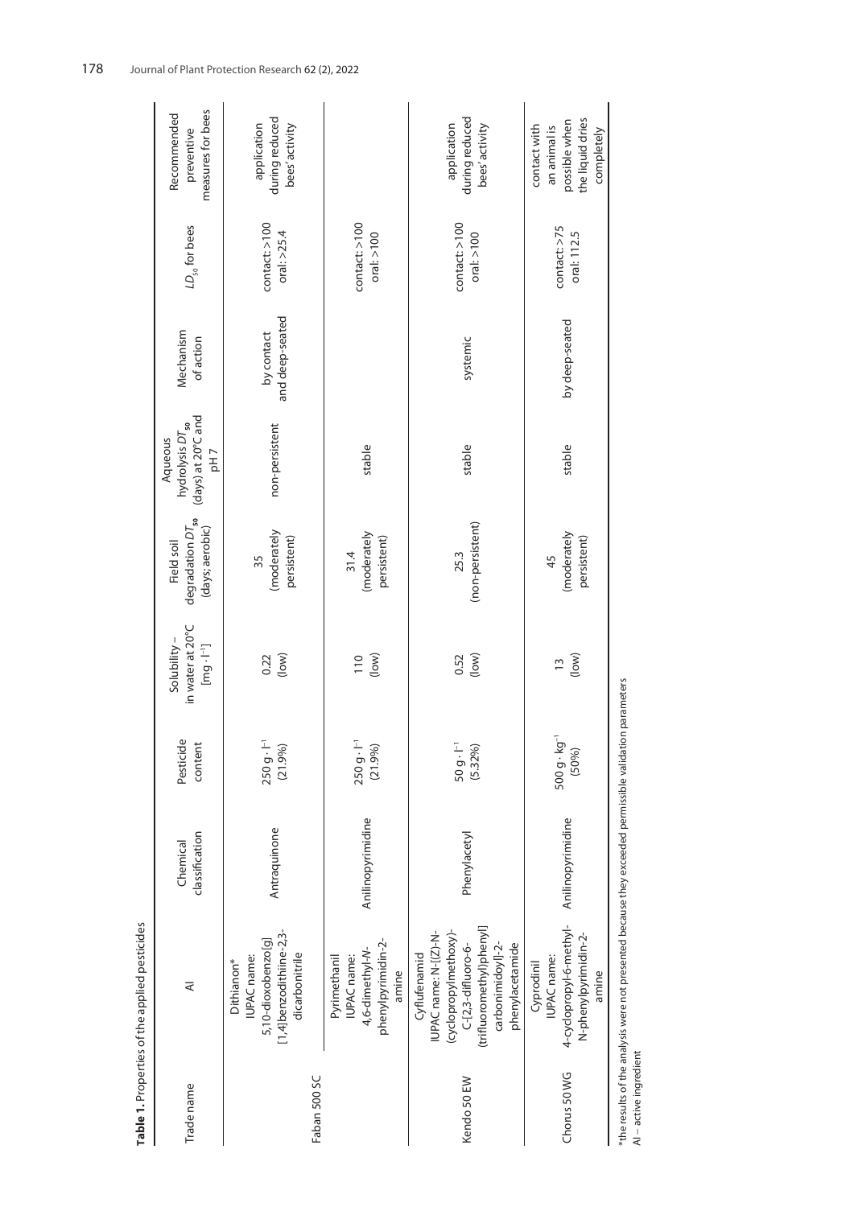**Table 1.** Properties of the applied pesticides

| Trade name | AI | Chemical classification | Pesticide content | Solubility – in water at 20°C [mg · l$^{-1}$] | Field soil degradation $DT_{50}$ (days; aerobic) | Aqueous hydrolysis $DT_{50}$ (days) at 20°C and pH 7 | Mechanism of action | $LD_{50}$ for bees | Recommended preventive measures for bees |
|---|---|---|---|---|---|---|---|---|---|
| Faban 500 SC | Dithianon* IUPAC name: 5,10-dioxobenzo[g] [1,4]benzodithiine-2,3-dicarbonitrile | Antraquinone | 250 g · l$^{-1}$ (21.9%) | 0.22 (low) | 35 (moderately persistent) | non-persistent | by contact and deep-seated | contact: >100 oral: >25.4 | application during reduced bees' activity |
| | Pyrimethanil IUPAC name: 4,6-dimethyl-N-phenylpyrimidin-2-amine | Anilinopyrimidine | 250 g · l$^{-1}$ (21.9%) | 110 (low) | 31.4 (moderately persistent) | stable | | contact: >100 oral: >100 | |
| Kendo 50 EW | Cyflufenamid IUPAC name: N-[(Z)-N-(cyclopropylmethoxy)-C-[2,3-difluoro-6-(trifluoromethyl)phenyl] carbonimidoyl]-2-phenylacetamide | Phenylacetyl | 50 g · l$^{-1}$ (5.32%) | 0.52 (low) | 25.3 (non-persistent) | stable | systemic | contact: >100 oral: >100 | application during reduced bees' activity |
| Chorus 50 WG | Cyprodinil IUPAC name: 4-cyclopropyl-6-methyl-N-phenylpyrimidin-2-amine | Anilinopyrimidine | 500 g · kg$^{-1}$ (50%) | 13 (low) | 45 (moderately persistent) | stable | by deep-seated | contact: >75 oral: 112.5 | contact with an animal is possible when the liquid dries completely |

*the results of the analysis were not presented because they exceeded permissible validation parameters
AI – active ingredient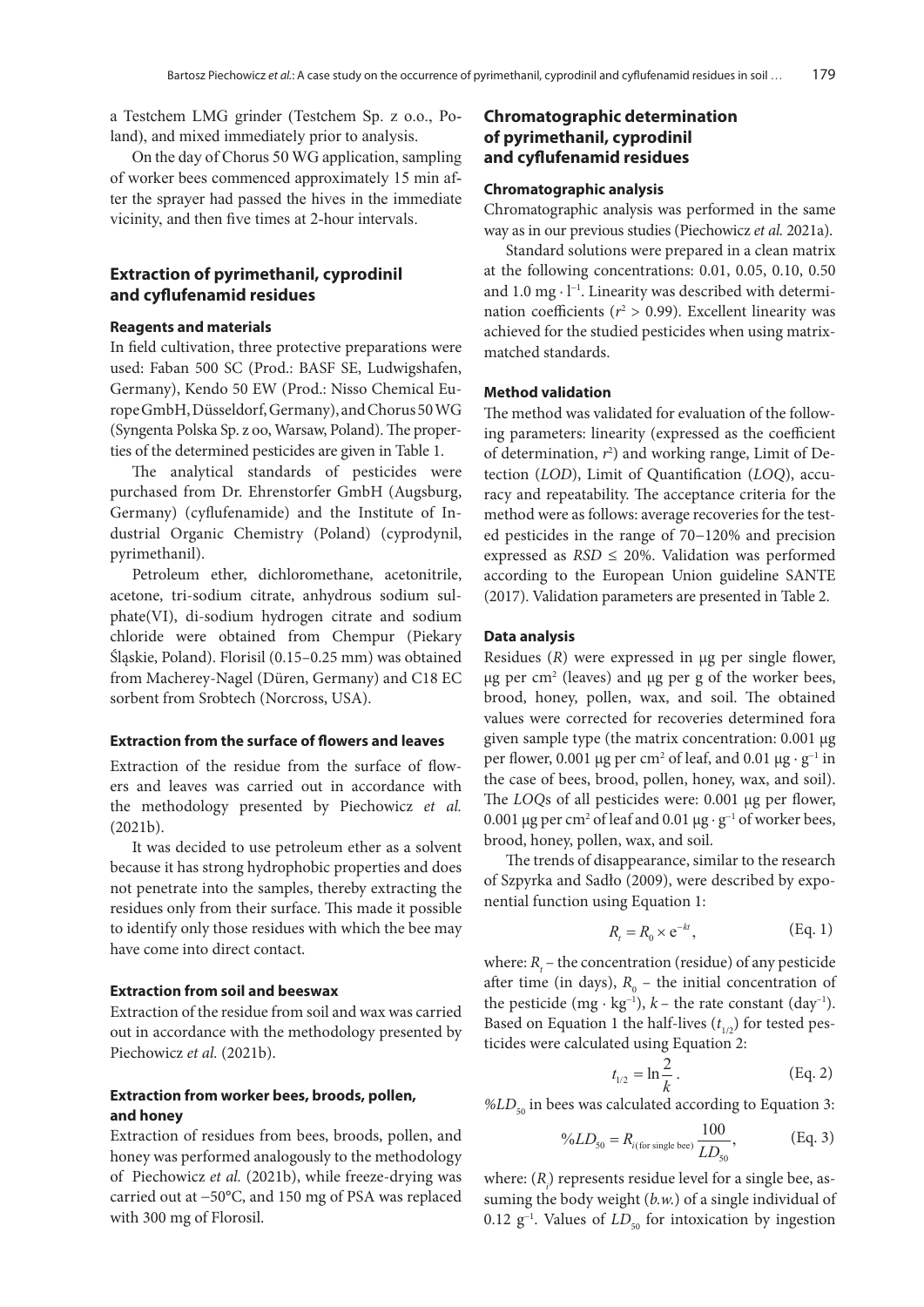a Testchem LMG grinder (Testchem Sp. z o.o., Poland), and mixed immediately prior to analysis.

On the day of Chorus 50 WG application, sampling of worker bees commenced approximately 15 min after the sprayer had passed the hives in the immediate vicinity, and then five times at 2-hour intervals.

## Extraction of pyrimethanil, cyprodinil and cyflufenamid residues

### Reagents and materials

In field cultivation, three protective preparations were used: Faban 500 SC (Prod.: BASF SE, Ludwigshafen, Germany), Kendo 50 EW (Prod.: Nisso Chemical Europe GmbH, Düsseldorf, Germany), and Chorus 50 WG (Syngenta Polska Sp. z oo, Warsaw, Poland). The properties of the determined pesticides are given in Table 1.

The analytical standards of pesticides were purchased from Dr. Ehrenstorfer GmbH (Augsburg, Germany) (cyflufenamide) and the Institute of Industrial Organic Chemistry (Poland) (cyprodynil, pyrimethanil).

Petroleum ether, dichloromethane, acetonitrile, acetone, tri-sodium citrate, anhydrous sodium sulphate(VI), di-sodium hydrogen citrate and sodium chloride were obtained from Chempur (Piekary Śląskie, Poland). Florisil (0.15–0.25 mm) was obtained from Macherey-Nagel (Düren, Germany) and C18 EC sorbent from Srobtech (Norcross, USA).

### Extraction from the surface of flowers and leaves

Extraction of the residue from the surface of flowers and leaves was carried out in accordance with the methodology presented by Piechowicz *et al.* (2021b).

It was decided to use petroleum ether as a solvent because it has strong hydrophobic properties and does not penetrate into the samples, thereby extracting the residues only from their surface. This made it possible to identify only those residues with which the bee may have come into direct contact.

### Extraction from soil and beeswax

Extraction of the residue from soil and wax was carried out in accordance with the methodology presented by Piechowicz *et al.* (2021b).

### Extraction from worker bees, broods, pollen, and honey

Extraction of residues from bees, broods, pollen, and honey was performed analogously to the methodology of Piechowicz *et al.* (2021b), while freeze-drying was carried out at −50°C, and 150 mg of PSA was replaced with 300 mg of Florosil.

## Chromatographic determination of pyrimethanil, cyprodinil and cyflufenamid residues

### Chromatographic analysis

Chromatographic analysis was performed in the same way as in our previous studies (Piechowicz *et al.* 2021a).

Standard solutions were prepared in a clean matrix at the following concentrations: 0.01, 0.05, 0.10, 0.50 and 1.0 mg · l$^{-1}$. Linearity was described with determination coefficients ($r^2 > 0.99$). Excellent linearity was achieved for the studied pesticides when using matrix-matched standards.

### Method validation

The method was validated for evaluation of the following parameters: linearity (expressed as the coefficient of determination, $r^2$) and working range, Limit of Detection (*LOD*), Limit of Quantification (*LOQ*), accuracy and repeatability. The acceptance criteria for the method were as follows: average recoveries for the tested pesticides in the range of 70–120% and precision expressed as $RSD \leq 20\%$. Validation was performed according to the European Union guideline SANTE (2017). Validation parameters are presented in Table 2.

### Data analysis

Residues (*R*) were expressed in μg per single flower, μg per cm$^2$ (leaves) and μg per g of the worker bees, brood, honey, pollen, wax, and soil. The obtained values were corrected for recoveries determined fora given sample type (the matrix concentration: 0.001 μg per flower, 0.001 μg per cm$^2$ of leaf, and 0.01 μg · g$^{-1}$ in the case of bees, brood, pollen, honey, wax, and soil). The *LOQ*s of all pesticides were: 0.001 μg per flower, 0.001 μg per cm$^2$ of leaf and 0.01 μg · g$^{-1}$ of worker bees, brood, honey, pollen, wax, and soil.

The trends of disappearance, similar to the research of Szpyrka and Sadło (2009), were described by exponential function using Equation 1:

$$R_t = R_0 \times e^{-kt}, \qquad \text{(Eq. 1)}$$

where: $R_t$ – the concentration (residue) of any pesticide after time (in days), $R_0$ – the initial concentration of the pesticide (mg · kg$^{-1}$), $k$ – the rate constant (day$^{-1}$). Based on Equation 1 the half-lives ($t_{1/2}$) for tested pesticides were calculated using Equation 2:

$$t_{1/2} = \ln\frac{2}{k}. \qquad \text{(Eq. 2)}$$

$\%LD_{50}$ in bees was calculated according to Equation 3:

$$\%LD_{50} = R_{i\,(\text{for single bee})}\,\frac{100}{LD_{50}}, \qquad \text{(Eq. 3)}$$

where: ($R_i$) represents residue level for a single bee, assuming the body weight (*b.w.*) of a single individual of 0.12 g$^{-1}$. Values of $LD_{50}$ for intoxication by ingestion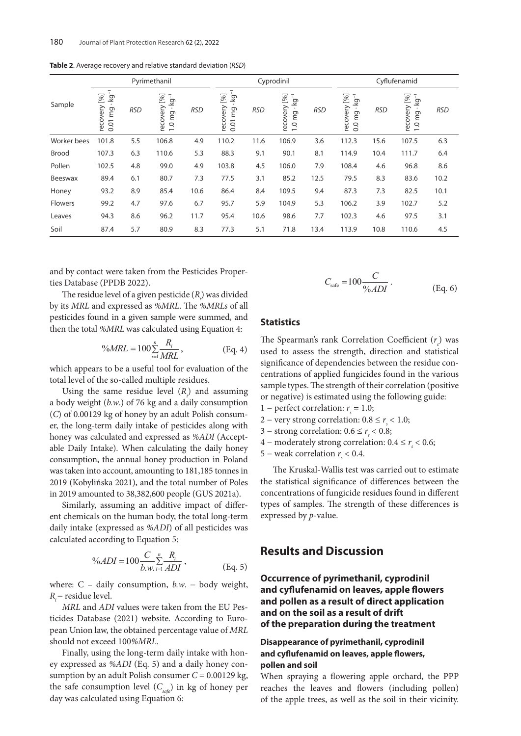**Table 2**. Average recovery and relative standard deviation (*RSD*)

| Sample | Pyrimethanil | | | | Cyprodinil | | | | Cyflufenamid | | | |
|---|---|---|---|---|---|---|---|---|---|---|---|---|
| | recovery [%] 0.01 mg · kg$^{-1}$ | *RSD* | recovery [%] 1.0 mg · kg$^{-1}$ | *RSD* | recovery [%] 0.01 mg · kg$^{-1}$ | *RSD* | recovery [%] 1.0 mg · kg$^{-1}$ | *RSD* | recovery [%] 0.0 mg · kg$^{-1}$ | *RSD* | recovery [%] 1.0 mg · kg$^{-1}$ | *RSD* |
| Worker bees | 101.8 | 5.5 | 106.8 | 4.9 | 110.2 | 11.6 | 106.9 | 3.6 | 112.3 | 15.6 | 107.5 | 6.3 |
| Brood | 107.3 | 6.3 | 110.6 | 5.3 | 88.3 | 9.1 | 90.1 | 8.1 | 114.9 | 10.4 | 111.7 | 6.4 |
| Pollen | 102.5 | 4.8 | 99.0 | 4.9 | 103.8 | 4.5 | 106.0 | 7.9 | 108.4 | 4.6 | 96.8 | 8.6 |
| Beeswax | 89.4 | 6.1 | 80.7 | 7.3 | 77.5 | 3.1 | 85.2 | 12.5 | 79.5 | 8.3 | 83.6 | 10.2 |
| Honey | 93.2 | 8.9 | 85.4 | 10.6 | 86.4 | 8.4 | 109.5 | 9.4 | 87.3 | 7.3 | 82.5 | 10.1 |
| Flowers | 99.2 | 4.7 | 97.6 | 6.7 | 95.7 | 5.9 | 104.9 | 5.3 | 106.2 | 3.9 | 102.7 | 5.2 |
| Leaves | 94.3 | 8.6 | 96.2 | 11.7 | 95.4 | 10.6 | 98.6 | 7.7 | 102.3 | 4.6 | 97.5 | 3.1 |
| Soil | 87.4 | 5.7 | 80.9 | 8.3 | 77.3 | 5.1 | 71.8 | 13.4 | 113.9 | 10.8 | 110.6 | 4.5 |

and by contact were taken from the Pesticides Properties Database (PPDB 2022).

The residue level of a given pesticide ($R_i$) was divided by its *MRL* and expressed as *%MRL*. The *%MRLs* of all pesticides found in a given sample were summed, and then the total *%MRL* was calculated using Equation 4:

$$\%MRL = 100\sum_{i=1}^{n}\frac{R_i}{MRL}, \qquad \text{(Eq. 4)}$$

which appears to be a useful tool for evaluation of the total level of the so-called multiple residues.

Using the same residue level ($R_i$) and assuming a body weight (*b.w.*) of 76 kg and a daily consumption (*C*) of 0.00129 kg of honey by an adult Polish consumer, the long-term daily intake of pesticides along with honey was calculated and expressed as *%ADI* (Acceptable Daily Intake). When calculating the daily honey consumption, the annual honey production in Poland was taken into account, amounting to 181,185 tonnes in 2019 (Kobylińska 2021), and the total number of Poles in 2019 amounted to 38,382,600 people (GUS 2021a).

Similarly, assuming an additive impact of different chemicals on the human body, the total long-term daily intake (expressed as *%ADI*) of all pesticides was calculated according to Equation 5:

$$\%ADI = 100\frac{C}{b.w.}\sum_{i=1}^{n}\frac{R_i}{ADI}, \qquad \text{(Eq. 5)}$$

where: C – daily consumption, *b.w.* – body weight, $R_i$ – residue level.

*MRL* and *ADI* values were taken from the EU Pesticides Database (2021) website. According to European Union law, the obtained percentage value of *MRL* should not exceed 100*%MRL*.

Finally, using the long-term daily intake with honey expressed as *%ADI* (Eq. 5) and a daily honey consumption by an adult Polish consumer $C = 0.00129$ kg, the safe consumption level ($C_{safe}$) in kg of honey per day was calculated using Equation 6:

$$C_{safe} = 100\frac{C}{\%ADI}. \qquad \text{(Eq. 6)}$$

### Statistics

The Spearman's rank Correlation Coefficient ($r_s$) was used to assess the strength, direction and statistical significance of dependencies between the residue concentrations of applied fungicides found in the various sample types. The strength of their correlation (positive or negative) is estimated using the following guide:

1 – perfect correlation: $r_s = 1.0$;
2 – very strong correlation: $0.8 \le r_s < 1.0$;
3 – strong correlation: $0.6 \le r_s < 0.8$;
4 – moderately strong correlation: $0.4 \le r_s < 0.6$;
5 – weak correlation $r_s < 0.4$.

The Kruskal-Wallis test was carried out to estimate the statistical significance of differences between the concentrations of fungicide residues found in different types of samples. The strength of these differences is expressed by *p*-value.

## Results and Discussion

### Occurrence of pyrimethanil, cyprodinil and cyflufenamid on leaves, apple flowers and pollen as a result of direct application and on the soil as a result of drift of the preparation during the treatment

#### Disappearance of pyrimethanil, cyprodinil and cyflufenamid on leaves, apple flowers, pollen and soil

When spraying a flowering apple orchard, the PPP reaches the leaves and flowers (including pollen) of the apple trees, as well as the soil in their vicinity.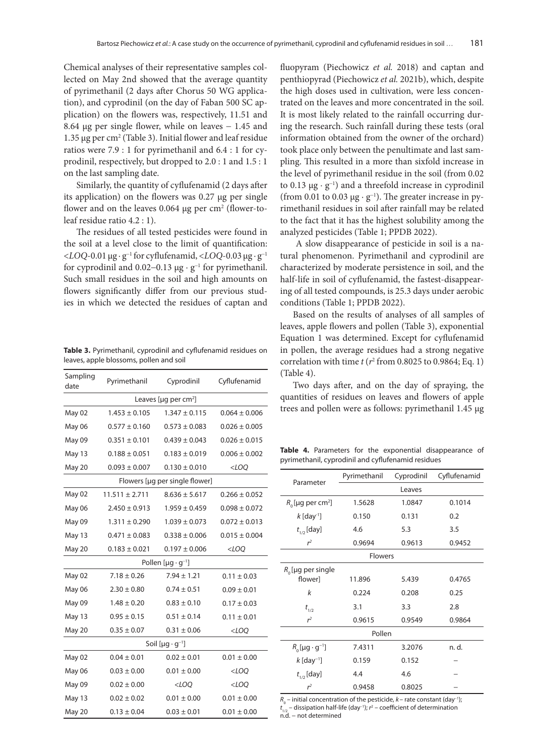Chemical analyses of their representative samples collected on May 2nd showed that the average quantity of pyrimethanil (2 days after Chorus 50 WG application), and cyprodinil (on the day of Faban 500 SC application) on the flowers was, respectively, 11.51 and 8.64 μg per single flower, while on leaves – 1.45 and 1.35 μg per cm$^2$ (Table 3). Initial flower and leaf residue ratios were 7.9 : 1 for pyrimethanil and 6.4 : 1 for cyprodinil, respectively, but dropped to 2.0 : 1 and 1.5 : 1 on the last sampling date.

Similarly, the quantity of cyflufenamid (2 days after its application) on the flowers was 0.27 μg per single flower and on the leaves 0.064 μg per cm$^2$ (flower-to-leaf residue ratio 4.2 : 1).

The residues of all tested pesticides were found in the soil at a level close to the limit of quantification: <*LOQ*-0.01 μg · g$^{-1}$ for cyflufenamid, <*LOQ*-0.03 μg · g$^{-1}$ for cyprodinil and 0.02–0.13 μg · g$^{-1}$ for pyrimethanil. Such small residues in the soil and high amounts on flowers significantly differ from our previous studies in which we detected the residues of captan and fluopyram (Piechowicz *et al.* 2018) and captan and penthiopyrad (Piechowicz *et al.* 2021b), which, despite the high doses used in cultivation, were less concentrated on the leaves and more concentrated in the soil. It is most likely related to the rainfall occurring during the research. Such rainfall during these tests (oral information obtained from the owner of the orchard) took place only between the penultimate and last sampling. This resulted in a more than sixfold increase in the level of pyrimethanil residue in the soil (from 0.02 to 0.13 μg · g$^{-1}$) and a threefold increase in cyprodinil (from 0.01 to 0.03 μg · g$^{-1}$). The greater increase in pyrimethanil residues in soil after rainfall may be related to the fact that it has the highest solubility among the analyzed pesticides (Table 1; PPDB 2022).

**Table 3.** Pyrimethanil, cyprodinil and cyflufenamid residues on leaves, apple blossoms, pollen and soil

| Sampling date | Pyrimethanil | Cyprodinil | Cyflufenamid |
|---|---|---|---|
| Leaves [μg per cm$^2$] | | | |
| May 02 | 1.453 ± 0.105 | 1.347 ± 0.115 | 0.064 ± 0.006 |
| May 06 | 0.577 ± 0.160 | 0.573 ± 0.083 | 0.026 ± 0.005 |
| May 09 | 0.351 ± 0.101 | 0.439 ± 0.043 | 0.026 ± 0.015 |
| May 13 | 0.188 ± 0.051 | 0.183 ± 0.019 | 0.006 ± 0.002 |
| May 20 | 0.093 ± 0.007 | 0.130 ± 0.010 | <*LOQ* |
| Flowers [μg per single flower] | | | |
| May 02 | 11.511 ± 2.711 | 8.636 ± 5.617 | 0.266 ± 0.052 |
| May 06 | 2.450 ± 0.913 | 1.959 ± 0.459 | 0.098 ± 0.072 |
| May 09 | 1.311 ± 0.290 | 1.039 ± 0.073 | 0.072 ± 0.013 |
| May 13 | 0.471 ± 0.083 | 0.338 ± 0.006 | 0.015 ± 0.004 |
| May 20 | 0.183 ± 0.021 | 0.197 ± 0.006 | <*LOQ* |
| Pollen [μg · g$^{-1}$] | | | |
| May 02 | 7.18 ± 0.26 | 7.94 ± 1.21 | 0.11 ± 0.03 |
| May 06 | 2.30 ± 0.80 | 0.74 ± 0.51 | 0.09 ± 0.01 |
| May 09 | 1.48 ± 0.20 | 0.83 ± 0.10 | 0.17 ± 0.03 |
| May 13 | 0.95 ± 0.15 | 0.51 ± 0.14 | 0.11 ± 0.01 |
| May 20 | 0.35 ± 0.07 | 0.31 ± 0.06 | <*LOQ* |
| Soil [μg · g$^{-1}$] | | | |
| May 02 | 0.04 ± 0.01 | 0.02 ± 0.01 | 0.01 ± 0.00 |
| May 06 | 0.03 ± 0.00 | 0.01 ± 0.00 | <*LOQ* |
| May 09 | 0.02 ± 0.00 | <*LOQ* | <*LOQ* |
| May 13 | 0.02 ± 0.02 | 0.01 ± 0.00 | 0.01 ± 0.00 |
| May 20 | 0.13 ± 0.04 | 0.03 ± 0.01 | 0.01 ± 0.00 |

A slow disappearance of pesticide in soil is a natural phenomenon. Pyrimethanil and cyprodinil are characterized by moderate persistence in soil, and the half-life in soil of cyflufenamid, the fastest-disappearing of all tested compounds, is 25.3 days under aerobic conditions (Table 1; PPDB 2022).

Based on the results of analyses of all samples of leaves, apple flowers and pollen (Table 3), exponential Equation 1 was determined. Except for cyflufenamid in pollen, the average residues had a strong negative correlation with time $t$ ($r^2$ from 0.8025 to 0.9864; Eq. 1) (Table 4).

Two days after, and on the day of spraying, the quantities of residues on leaves and flowers of apple trees and pollen were as follows: pyrimethanil 1.45 μg

**Table 4.** Parameters for the exponential disappearance of pyrimethanil, cyprodinil and cyflufenamid residues

| Parameter | Pyrimethanil | Cyprodinil | Cyflufenamid |
|---|---|---|---|
| | Leaves | | |
| $R_0$ [μg per cm$^2$] | 1.5628 | 1.0847 | 0.1014 |
| $k$ [day$^{-1}$] | 0.150 | 0.131 | 0.2 |
| $t_{1/2}$ [day] | 4.6 | 5.3 | 3.5 |
| $r^2$ | 0.9694 | 0.9613 | 0.9452 |
| | Flowers | | |
| $R_0$ [μg per single flower] | 11.896 | 5.439 | 0.4765 |
| $k$ | 0.224 | 0.208 | 0.25 |
| $t_{1/2}$ | 3.1 | 3.3 | 2.8 |
| $r^2$ | 0.9615 | 0.9549 | 0.9864 |
| | Pollen | | |
| $R_0$ [μg · g$^{-1}$] | 7.4311 | 3.2076 | n. d. |
| $k$ [day$^{-1}$] | 0.159 | 0.152 | – |
| $t_{1/2}$ [day] | 4.4 | 4.6 | – |
| $r^2$ | 0.9458 | 0.8025 | – |

$R_0$ – initial concentration of the pesticide, $k$ – rate constant (day$^{-1}$); $t_{1/2}$ – dissipation half-life (day$^{-1}$); $r^2$ – coefficient of determination
n.d. – not determined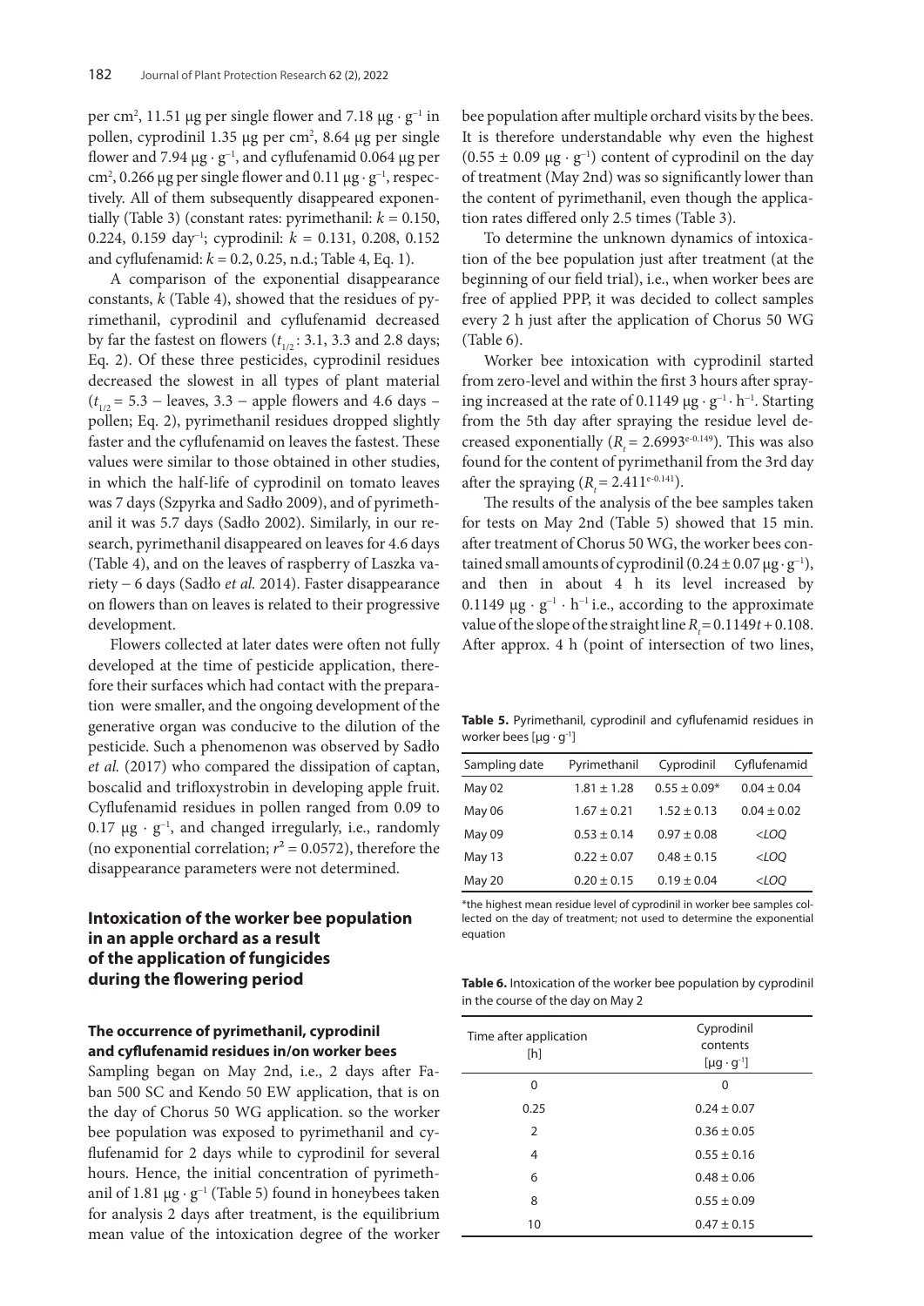per cm$^2$, 11.51 μg per single flower and 7.18 μg · g$^{-1}$ in pollen, cyprodinil 1.35 μg per cm$^2$, 8.64 μg per single flower and 7.94 μg · g$^{-1}$, and cyflufenamid 0.064 μg per cm$^2$, 0.266 μg per single flower and 0.11 μg · g$^{-1}$, respectively. All of them subsequently disappeared exponentially (Table 3) (constant rates: pyrimethanil: $k$ = 0.150, 0.224, 0.159 day$^{-1}$; cyprodinil: $k$ = 0.131, 0.208, 0.152 and cyflufenamid: $k$ = 0.2, 0.25, n.d.; Table 4, Eq. 1).

A comparison of the exponential disappearance constants, $k$ (Table 4), showed that the residues of pyrimethanil, cyprodinil and cyflufenamid decreased by far the fastest on flowers ($t_{1/2}$: 3.1, 3.3 and 2.8 days; Eq. 2). Of these three pesticides, cyprodinil residues decreased the slowest in all types of plant material ($t_{1/2}$ = 5.3 – leaves, 3.3 – apple flowers and 4.6 days – pollen; Eq. 2), pyrimethanil residues dropped slightly faster and the cyflufenamid on leaves the fastest. These values were similar to those obtained in other studies, in which the half-life of cyprodinil on tomato leaves was 7 days (Szpyrka and Sadło 2009), and of pyrimethanil it was 5.7 days (Sadło 2002). Similarly, in our research, pyrimethanil disappeared on leaves for 4.6 days (Table 4), and on the leaves of raspberry of Laszka variety – 6 days (Sadło *et al.* 2014). Faster disappearance on flowers than on leaves is related to their progressive development.

Flowers collected at later dates were often not fully developed at the time of pesticide application, therefore their surfaces which had contact with the preparation were smaller, and the ongoing development of the generative organ was conducive to the dilution of the pesticide. Such a phenomenon was observed by Sadło *et al.* (2017) who compared the dissipation of captan, boscalid and trifloxystrobin in developing apple fruit. Cyflufenamid residues in pollen ranged from 0.09 to 0.17 μg · g$^{-1}$, and changed irregularly, i.e., randomly (no exponential correlation; $r^2$ = 0.0572), therefore the disappearance parameters were not determined.

## Intoxication of the worker bee population in an apple orchard as a result of the application of fungicides during the flowering period

### The occurrence of pyrimethanil, cyprodinil and cyflufenamid residues in/on worker bees

Sampling began on May 2nd, i.e., 2 days after Faban 500 SC and Kendo 50 EW application, that is on the day of Chorus 50 WG application. so the worker bee population was exposed to pyrimethanil and cyflufenamid for 2 days while to cyprodinil for several hours. Hence, the initial concentration of pyrimethanil of 1.81 μg · g$^{-1}$ (Table 5) found in honeybees taken for analysis 2 days after treatment, is the equilibrium mean value of the intoxication degree of the worker bee population after multiple orchard visits by the bees. It is therefore understandable why even the highest (0.55 ± 0.09 μg · g$^{-1}$) content of cyprodinil on the day of treatment (May 2nd) was so significantly lower than the content of pyrimethanil, even though the application rates differed only 2.5 times (Table 3).

To determine the unknown dynamics of intoxication of the bee population just after treatment (at the beginning of our field trial), i.e., when worker bees are free of applied PPP, it was decided to collect samples every 2 h just after the application of Chorus 50 WG (Table 6).

Worker bee intoxication with cyprodinil started from zero-level and within the first 3 hours after spraying increased at the rate of 0.1149 μg · g$^{-1}$ · h$^{-1}$. Starting from the 5th day after spraying the residue level decreased exponentially ($R_t = 2.6993^{e\text{-}0.149}$). This was also found for the content of pyrimethanil from the 3rd day after the spraying ($R_t = 2.411^{e\text{-}0.141}$).

The results of the analysis of the bee samples taken for tests on May 2nd (Table 5) showed that 15 min. after treatment of Chorus 50 WG, the worker bees contained small amounts of cyprodinil (0.24 ± 0.07 μg · g$^{-1}$), and then in about 4 h its level increased by 0.1149 μg · g$^{-1}$ · h$^{-1}$ i.e., according to the approximate value of the slope of the straight line $R_t = 0.1149t + 0.108$. After approx. 4 h (point of intersection of two lines,

**Table 5.** Pyrimethanil, cyprodinil and cyflufenamid residues in worker bees [μg · g$^{-1}$]

| Sampling date | Pyrimethanil | Cyprodinil | Cyflufenamid |
|---|---|---|---|
| May 02 | 1.81 ± 1.28 | 0.55 ± 0.09* | 0.04 ± 0.04 |
| May 06 | 1.67 ± 0.21 | 1.52 ± 0.13 | 0.04 ± 0.02 |
| May 09 | 0.53 ± 0.14 | 0.97 ± 0.08 | <LOQ |
| May 13 | 0.22 ± 0.07 | 0.48 ± 0.15 | <LOQ |
| May 20 | 0.20 ± 0.15 | 0.19 ± 0.04 | <LOQ |

*the highest mean residue level of cyprodinil in worker bee samples collected on the day of treatment; not used to determine the exponential equation

**Table 6.** Intoxication of the worker bee population by cyprodinil in the course of the day on May 2

| Time after application [h] | Cyprodinil contents [μg · g$^{-1}$] |
|---|---|
| 0 | 0 |
| 0.25 | 0.24 ± 0.07 |
| 2 | 0.36 ± 0.05 |
| 4 | 0.55 ± 0.16 |
| 6 | 0.48 ± 0.06 |
| 8 | 0.55 ± 0.09 |
| 10 | 0.47 ± 0.15 |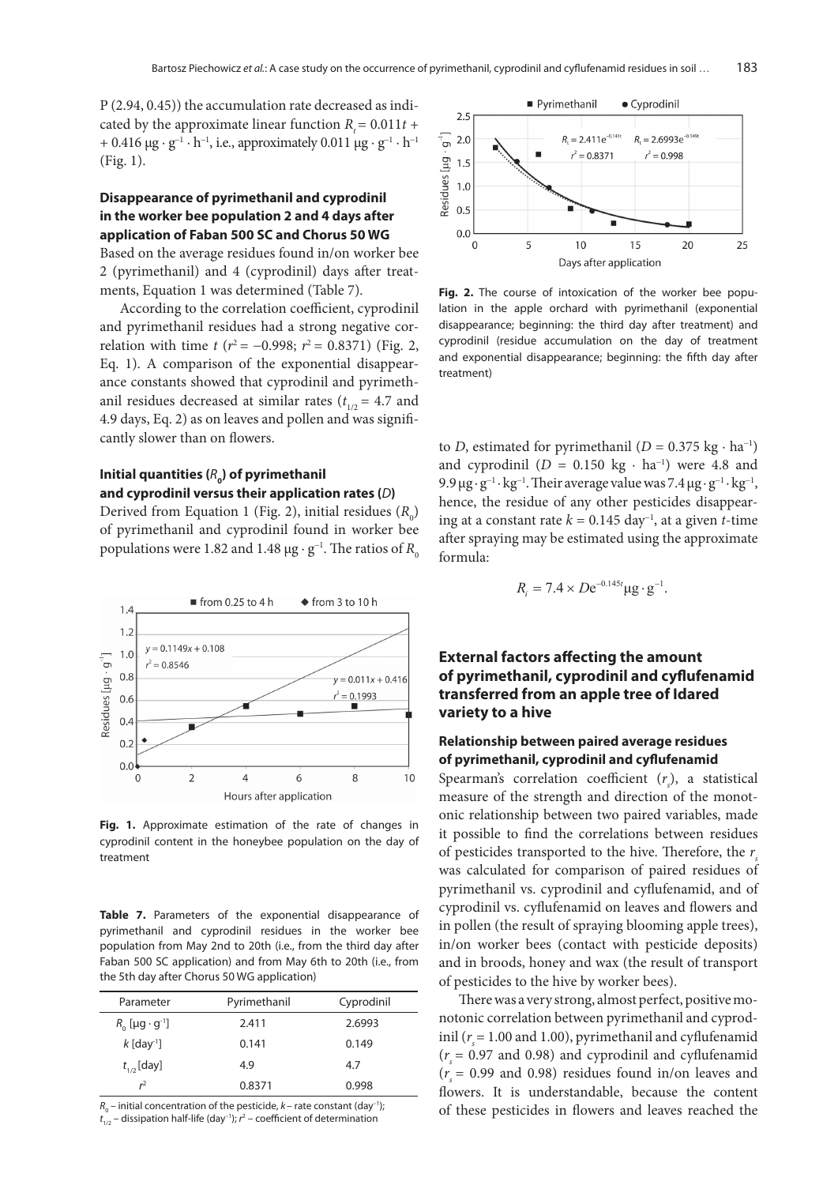P (2.94, 0.45)) the accumulation rate decreased as indicated by the approximate linear function $R_t = 0.011t + 0.416$ μg · g$^{-1}$ · h$^{-1}$, i.e., approximately 0.011 μg · g$^{-1}$ · h$^{-1}$ (Fig. 1).

### Disappearance of pyrimethanil and cyprodinil in the worker bee population 2 and 4 days after application of Faban 500 SC and Chorus 50 WG

Based on the average residues found in/on worker bee 2 (pyrimethanil) and 4 (cyprodinil) days after treatments, Equation 1 was determined (Table 7).

According to the correlation coefficient, cyprodinil and pyrimethanil residues had a strong negative correlation with time $t$ ($r^2 = -0.998$; $r^2 = 0.8371$) (Fig. 2, Eq. 1). A comparison of the exponential disappearance constants showed that cyprodinil and pyrimethanil residues decreased at similar rates ($t_{1/2} = 4.7$ and 4.9 days, Eq. 2) as on leaves and pollen and was significantly slower than on flowers.

### Initial quantities ($R_0$) of pyrimethanil and cyprodinil versus their application rates ($D$)

Derived from Equation 1 (Fig. 2), initial residues ($R_0$) of pyrimethanil and cyprodinil found in worker bee populations were 1.82 and 1.48 μg · g$^{-1}$. The ratios of $R_0$ to $D$, estimated for pyrimethanil ($D = 0.375$ kg · ha$^{-1}$) and cyprodinil ($D = 0.150$ kg · ha$^{-1}$) were 4.8 and 9.9 μg · g$^{-1}$ · kg$^{-1}$. Their average value was 7.4 μg · g$^{-1}$ · kg$^{-1}$, hence, the residue of any other pesticides disappearing at a constant rate $k = 0.145$ day$^{-1}$, at a given $t$-time after spraying may be estimated using the approximate formula:

$$R_i = 7.4 \times D e^{-0.145t} \mu g \cdot g^{-1}.$$

**Fig. 1.** Approximate estimation of the rate of changes in cyprodinil content in the honeybee population on the day of treatment

**Fig. 2.** The course of intoxication of the worker bee population in the apple orchard with pyrimethanil (exponential disappearance; beginning: the third day after treatment) and cyprodinil (residue accumulation on the day of treatment and exponential disappearance; beginning: the fifth day after treatment)

**Table 7.** Parameters of the exponential disappearance of pyrimethanil and cyprodinil residues in the worker bee population from May 2nd to 20th (i.e., from the third day after Faban 500 SC application) and from May 6th to 20th (i.e., from the 5th day after Chorus 50 WG application)

| Parameter | Pyrimethanil | Cyprodinil |
|---|---|---|
| $R_0$ [μg · g$^{-1}$] | 2.411 | 2.6993 |
| $k$ [day$^{-1}$] | 0.141 | 0.149 |
| $t_{1/2}$ [day] | 4.9 | 4.7 |
| $r^2$ | 0.8371 | 0.998 |

$R_0$ – initial concentration of the pesticide, $k$ – rate constant (day$^{-1}$); $t_{1/2}$ – dissipation half-life (day$^{-1}$); $r^2$ – coefficient of determination

## External factors affecting the amount of pyrimethanil, cyprodinil and cyflufenamid transferred from an apple tree of Idared variety to a hive

### Relationship between paired average residues of pyrimethanil, cyprodinil and cyflufenamid

Spearman's correlation coefficient ($r_s$), a statistical measure of the strength and direction of the monotonic relationship between two paired variables, made it possible to find the correlations between residues of pesticides transported to the hive. Therefore, the $r_s$ was calculated for comparison of paired residues of pyrimethanil vs. cyprodinil and cyflufenamid, and of cyprodinil vs. cyflufenamid on leaves and flowers and in pollen (the result of spraying blooming apple trees), in/on worker bees (contact with pesticide deposits) and in broods, honey and wax (the result of transport of pesticides to the hive by worker bees).

There was a very strong, almost perfect, positive monotonic correlation between pyrimethanil and cyprodinil ($r_s = 1.00$ and 1.00), pyrimethanil and cyflufenamid ($r_s = 0.97$ and 0.98) and cyprodinil and cyflufenamid ($r_s = 0.99$ and 0.98) residues found in/on leaves and flowers. It is understandable, because the content of these pesticides in flowers and leaves reached the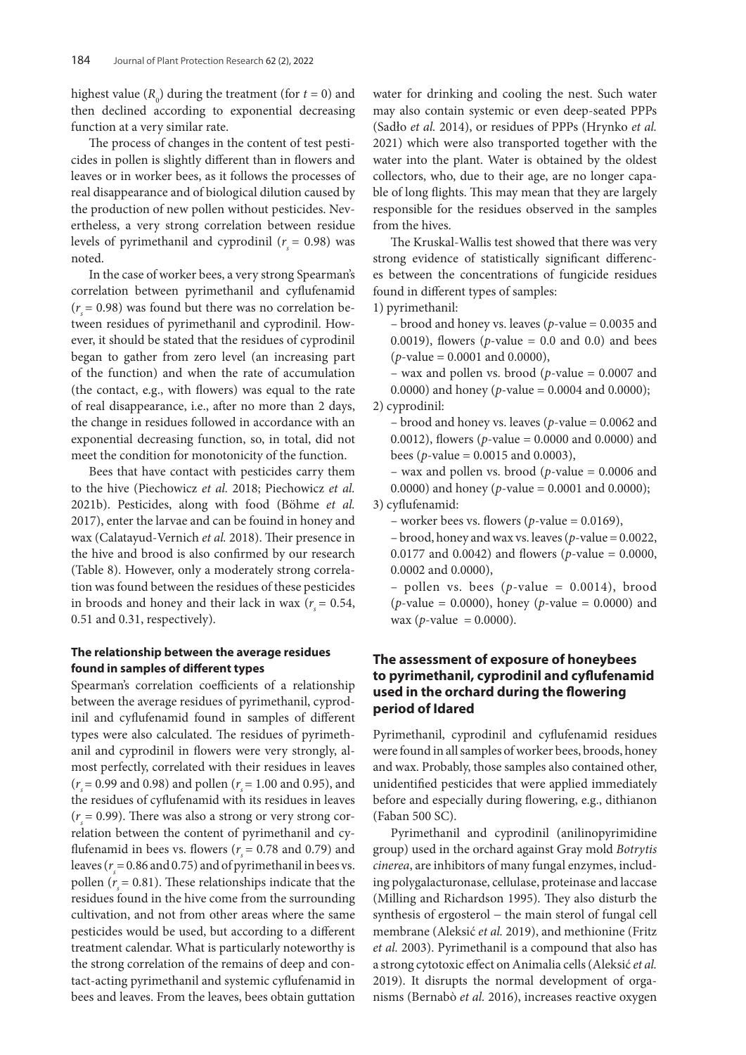highest value ($R_0$) during the treatment (for $t = 0$) and then declined according to exponential decreasing function at a very similar rate.

The process of changes in the content of test pesticides in pollen is slightly different than in flowers and leaves or in worker bees, as it follows the processes of real disappearance and of biological dilution caused by the production of new pollen without pesticides. Nevertheless, a very strong correlation between residue levels of pyrimethanil and cyprodinil ($r_s = 0.98$) was noted.

In the case of worker bees, a very strong Spearman's correlation between pyrimethanil and cyflufenamid ($r_s = 0.98$) was found but there was no correlation between residues of pyrimethanil and cyprodinil. However, it should be stated that the residues of cyprodinil began to gather from zero level (an increasing part of the function) and when the rate of accumulation (the contact, e.g., with flowers) was equal to the rate of real disappearance, i.e., after no more than 2 days, the change in residues followed in accordance with an exponential decreasing function, so, in total, did not meet the condition for monotonicity of the function.

Bees that have contact with pesticides carry them to the hive (Piechowicz *et al.* 2018; Piechowicz *et al.* 2021b). Pesticides, along with food (Böhme *et al.* 2017), enter the larvae and can be fouind in honey and wax (Calatayud-Vernich *et al.* 2018). Their presence in the hive and brood is also confirmed by our research (Table 8). However, only a moderately strong correlation was found between the residues of these pesticides in broods and honey and their lack in wax ($r_s = 0.54$, 0.51 and 0.31, respectively).

### The relationship between the average residues found in samples of different types

Spearman's correlation coefficients of a relationship between the average residues of pyrimethanil, cyprodinil and cyflufenamid found in samples of different types were also calculated. The residues of pyrimethanil and cyprodinil in flowers were very strongly, almost perfectly, correlated with their residues in leaves ($r_s = 0.99$ and 0.98) and pollen ($r_s = 1.00$ and 0.95), and the residues of cyflufenamid with its residues in leaves ($r_s = 0.99$). There was also a strong or very strong correlation between the content of pyrimethanil and cyflufenamid in bees vs. flowers ($r_s = 0.78$ and 0.79) and leaves ($r_s = 0.86$ and 0.75) and of pyrimethanil in bees vs. pollen ($r_s = 0.81$). These relationships indicate that the residues found in the hive come from the surrounding cultivation, and not from other areas where the same pesticides would be used, but according to a different treatment calendar. What is particularly noteworthy is the strong correlation of the remains of deep and contact-acting pyrimethanil and systemic cyflufenamid in bees and leaves. From the leaves, bees obtain guttation water for drinking and cooling the nest. Such water may also contain systemic or even deep-seated PPPs (Sadło *et al.* 2014), or residues of PPPs (Hrynko *et al.* 2021) which were also transported together with the water into the plant. Water is obtained by the oldest collectors, who, due to their age, are no longer capable of long flights. This may mean that they are largely responsible for the residues observed in the samples from the hives.

The Kruskal-Wallis test showed that there was very strong evidence of statistically significant differences between the concentrations of fungicide residues found in different types of samples:

1) pyrimethanil:
   – brood and honey vs. leaves ($p$-value = 0.0035 and 0.0019), flowers ($p$-value = 0.0 and 0.0) and bees ($p$-value = 0.0001 and 0.0000),
   – wax and pollen vs. brood ($p$-value = 0.0007 and 0.0000) and honey ($p$-value = 0.0004 and 0.0000);
2) cyprodinil:
   – brood and honey vs. leaves ($p$-value = 0.0062 and 0.0012), flowers ($p$-value = 0.0000 and 0.0000) and bees ($p$-value = 0.0015 and 0.0003),
   – wax and pollen vs. brood ($p$-value = 0.0006 and 0.0000) and honey ($p$-value = 0.0001 and 0.0000);
3) cyflufenamid:
   – worker bees vs. flowers ($p$-value = 0.0169),
   – brood, honey and wax vs. leaves ($p$-value = 0.0022, 0.0177 and 0.0042) and flowers ($p$-value = 0.0000, 0.0002 and 0.0000),
   – pollen vs. bees ($p$-value = 0.0014), brood ($p$-value = 0.0000), honey ($p$-value = 0.0000) and wax ($p$-value = 0.0000).

## The assessment of exposure of honeybees to pyrimethanil, cyprodinil and cyflufenamid used in the orchard during the flowering period of Idared

Pyrimethanil, cyprodinil and cyflufenamid residues were found in all samples of worker bees, broods, honey and wax. Probably, those samples also contained other, unidentified pesticides that were applied immediately before and especially during flowering, e.g., dithianon (Faban 500 SC).

Pyrimethanil and cyprodinil (anilinopyrimidine group) used in the orchard against Gray mold *Botrytis cinerea*, are inhibitors of many fungal enzymes, including polygalacturonase, cellulase, proteinase and laccase (Milling and Richardson 1995). They also disturb the synthesis of ergosterol – the main sterol of fungal cell membrane (Aleksić *et al.* 2019), and methionine (Fritz *et al.* 2003). Pyrimethanil is a compound that also has a strong cytotoxic effect on Animalia cells (Aleksić *et al.* 2019). It disrupts the normal development of organisms (Bernabò *et al.* 2016), increases reactive oxygen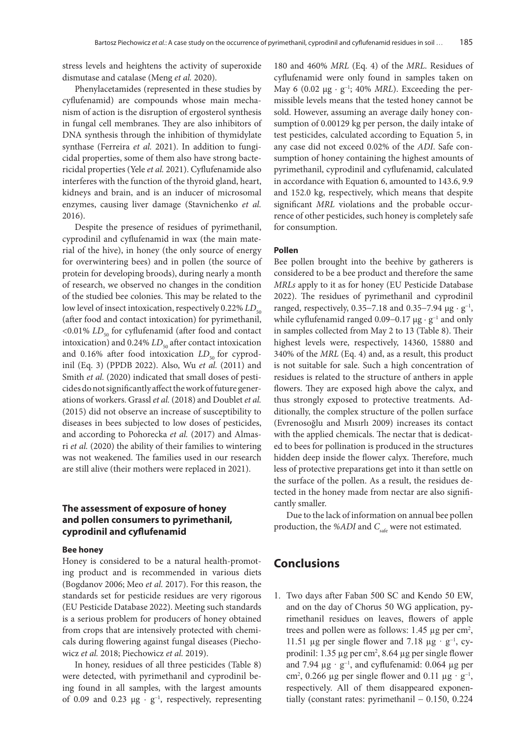stress levels and heightens the activity of superoxide dismutase and catalase (Meng *et al.* 2020).

Phenylacetamides (represented in these studies by cyflufenamid) are compounds whose main mechanism of action is the disruption of ergosterol synthesis in fungal cell membranes. They are also inhibitors of DNA synthesis through the inhibition of thymidylate synthase (Ferreira *et al.* 2021). In addition to fungicidal properties, some of them also have strong bactericidal properties (Yele *et al.* 2021). Cyflufenamide also interferes with the function of the thyroid gland, heart, kidneys and brain, and is an inducer of microsomal enzymes, causing liver damage (Stavnichenko *et al.* 2016).

Despite the presence of residues of pyrimethanil, cyprodinil and cyflufenamid in wax (the main material of the hive), in honey (the only source of energy for overwintering bees) and in pollen (the source of protein for developing broods), during nearly a month of research, we observed no changes in the condition of the studied bee colonies. This may be related to the low level of insect intoxication, respectively 0.22% $LD_{50}$ (after food and contact intoxication) for pyrimethanil, <0.01% $LD_{50}$ for cyflufenamid (after food and contact intoxication) and 0.24% $LD_{50}$ after contact intoxication and 0.16% after food intoxication $LD_{50}$ for cyprodinil (Eq. 3) (PPDB 2022). Also, Wu *et al.* (2011) and Smith *et al.* (2020) indicated that small doses of pesticides do not significantly affect the work of future generations of workers. Grassl *et al.* (2018) and Doublet *et al.* (2015) did not observe an increase of susceptibility to diseases in bees subjected to low doses of pesticides, and according to Pohorecka *et al.* (2017) and Almasri *et al.* (2020) the ability of their families to wintering was not weakened. The families used in our research are still alive (their mothers were replaced in 2021).

## The assessment of exposure of honey and pollen consumers to pyrimethanil, cyprodinil and cyflufenamid

### Bee honey

Honey is considered to be a natural health-promoting product and is recommended in various diets (Bogdanov 2006; Meo *et al.* 2017). For this reason, the standards set for pesticide residues are very rigorous (EU Pesticide Database 2022). Meeting such standards is a serious problem for producers of honey obtained from crops that are intensively protected with chemicals during flowering against fungal diseases (Piechowicz *et al.* 2018; Piechowicz *et al.* 2019).

In honey, residues of all three pesticides (Table 8) were detected, with pyrimethanil and cyprodinil being found in all samples, with the largest amounts of 0.09 and 0.23 $\mu g \cdot g^{-1}$, respectively, representing 180 and 460% *MRL* (Eq. 4) of the *MRL*. Residues of cyflufenamid were only found in samples taken on May 6 (0.02 $\mu g \cdot g^{-1}$; 40% *MRL*). Exceeding the permissible levels means that the tested honey cannot be sold. However, assuming an average daily honey consumption of 0.00129 kg per person, the daily intake of test pesticides, calculated according to Equation 5, in any case did not exceed 0.02% of the *ADI*. Safe consumption of honey containing the highest amounts of pyrimethanil, cyprodinil and cyflufenamid, calculated in accordance with Equation 6, amounted to 143.6, 9.9 and 152.0 kg, respectively, which means that despite significant *MRL* violations and the probable occurrence of other pesticides, such honey is completely safe for consumption.

### Pollen

Bee pollen brought into the beehive by gatherers is considered to be a bee product and therefore the same *MRLs* apply to it as for honey (EU Pesticide Database 2022). The residues of pyrimethanil and cyprodinil ranged, respectively, 0.35–7.18 and 0.35–7.94 $\mu g \cdot g^{-1}$, while cyflufenamid ranged 0.09–0.17 $\mu g \cdot g^{-1}$ and only in samples collected from May 2 to 13 (Table 8). Their highest levels were, respectively, 14360, 15880 and 340% of the *MRL* (Eq. 4) and, as a result, this product is not suitable for sale. Such a high concentration of residues is related to the structure of anthers in apple flowers. They are exposed high above the calyx, and thus strongly exposed to protective treatments. Additionally, the complex structure of the pollen surface (Evrenosoğlu and Mısırlı 2009) increases its contact with the applied chemicals. The nectar that is dedicated to bees for pollination is produced in the structures hidden deep inside the flower calyx. Therefore, much less of protective preparations get into it than settle on the surface of the pollen. As a result, the residues detected in the honey made from nectar are also significantly smaller.

Due to the lack of information on annual bee pollen production, the *%ADI* and $C_{safe}$ were not estimated.

# Conclusions

1. Two days after Faban 500 SC and Kendo 50 EW, and on the day of Chorus 50 WG application, pyrimethanil residues on leaves, flowers of apple trees and pollen were as follows: 1.45 µg per cm², 11.51 µg per single flower and 7.18 $\mu g \cdot g^{-1}$, cyprodinil: 1.35 µg per cm², 8.64 µg per single flower and 7.94 $\mu g \cdot g^{-1}$, and cyflufenamid: 0.064 µg per cm², 0.266 µg per single flower and 0.11 $\mu g \cdot g^{-1}$, respectively. All of them disappeared exponentially (constant rates: pyrimethanil – 0.150, 0.224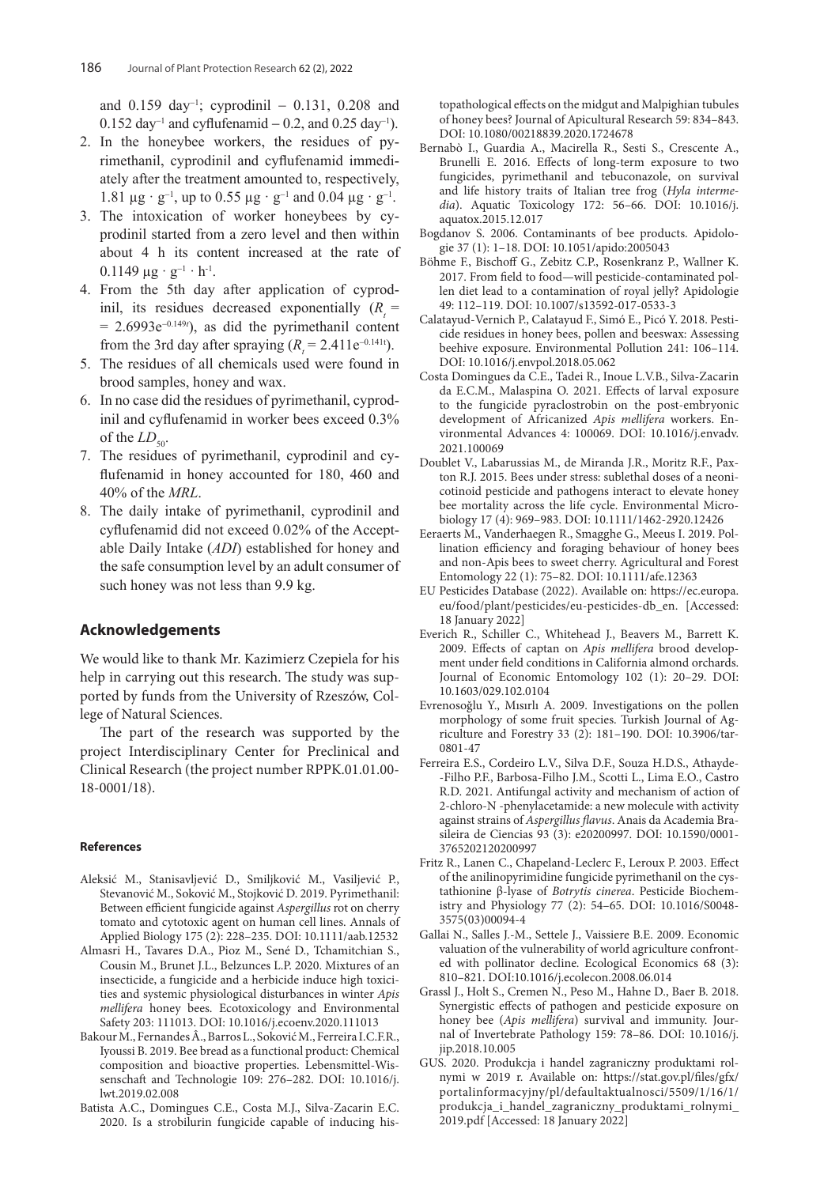and 0.159 $day^{-1}$; cyprodinil – 0.131, 0.208 and 0.152 $day^{-1}$ and cyflufenamid – 0.2, and 0.25 $day^{-1}$).

2. In the honeybee workers, the residues of pyrimethanil, cyprodinil and cyflufenamid immediately after the treatment amounted to, respectively, 1.81 $\mu g \cdot g^{-1}$, up to 0.55 $\mu g \cdot g^{-1}$ and 0.04 $\mu g \cdot g^{-1}$.
3. The intoxication of worker honeybees by cyprodinil started from a zero level and then within about 4 h its content increased at the rate of 0.1149 $\mu g \cdot g^{-1} \cdot h^{-1}$.
4. From the 5th day after application of cyprodinil, its residues decreased exponentially ($R_t = 2.6993e^{-0.149t}$), as did the pyrimethanil content from the 3rd day after spraying ($R_t = 2.411e^{-0.141t}$).
5. The residues of all chemicals used were found in brood samples, honey and wax.
6. In no case did the residues of pyrimethanil, cyprodinil and cyflufenamid in worker bees exceed 0.3% of the $LD_{50}$.
7. The residues of pyrimethanil, cyprodinil and cyflufenamid in honey accounted for 180, 460 and 40% of the *MRL*.
8. The daily intake of pyrimethanil, cyprodinil and cyflufenamid did not exceed 0.02% of the Acceptable Daily Intake (*ADI*) established for honey and the safe consumption level by an adult consumer of such honey was not less than 9.9 kg.

## Acknowledgements

We would like to thank Mr. Kazimierz Czepiela for his help in carrying out this research. The study was supported by funds from the University of Rzeszów, College of Natural Sciences.

The part of the research was supported by the project Interdisciplinary Center for Preclinical and Clinical Research (the project number RPPK.01.01.00-18-0001/18).

### References

Aleksić M., Stanisavljević D., Smiljković M., Vasiljević P., Stevanović M., Soković M., Stojković D. 2019. Pyrimethanil: Between efficient fungicide against *Aspergillus* rot on cherry tomato and cytotoxic agent on human cell lines. Annals of Applied Biology 175 (2): 228–235. DOI: 10.1111/aab.12532

Almasri H., Tavares D.A., Pioz M., Sené D., Tchamitchian S., Cousin M., Brunet J.L., Belzunces L.P. 2020. Mixtures of an insecticide, a fungicide and a herbicide induce high toxicities and systemic physiological disturbances in winter *Apis mellifera* honey bees. Ecotoxicology and Environmental Safety 203: 111013. DOI: 10.1016/j.ecoenv.2020.111013

Bakour M., Fernandes Â., Barros L., Soković M., Ferreira I.C.F.R., Iyoussi B. 2019. Bee bread as a functional product: Chemical composition and bioactive properties. Lebensmittel-Wissenschaft and Technologie 109: 276–282. DOI: 10.1016/j.lwt.2019.02.008

Batista A.C., Domingues C.E., Costa M.J., Silva-Zacarin E.C. 2020. Is a strobilurin fungicide capable of inducing histopathological effects on the midgut and Malpighian tubules of honey bees? Journal of Apicultural Research 59: 834–843. DOI: 10.1080/00218839.2020.1724678

Bernabò I., Guardia A., Macirella R., Sesti S., Crescente A., Brunelli E. 2016. Effects of long-term exposure to two fungicides, pyrimethanil and tebuconazole, on survival and life history traits of Italian tree frog (*Hyla intermedia*). Aquatic Toxicology 172: 56–66. DOI: 10.1016/j.aquatox.2015.12.017

Bogdanov S. 2006. Contaminants of bee products. Apidologie 37 (1): 1–18. DOI: 10.1051/apido:2005043

Böhme F., Bischoff G., Zebitz C.P., Rosenkranz P., Wallner K. 2017. From field to food—will pesticide-contaminated pollen diet lead to a contamination of royal jelly? Apidologie 49: 112–119. DOI: 10.1007/s13592-017-0533-3

Calatayud-Vernich P., Calatayud F., Simó E., Picó Y. 2018. Pesticide residues in honey bees, pollen and beeswax: Assessing beehive exposure. Environmental Pollution 241: 106–114. DOI: 10.1016/j.envpol.2018.05.062

Costa Domingues da C.E., Tadei R., Inoue L.V.B., Silva-Zacarin da E.C.M., Malaspina O. 2021. Effects of larval exposure to the fungicide pyraclostrobin on the post-embryonic development of Africanized *Apis mellifera* workers. Environmental Advances 4: 100069. DOI: 10.1016/j.envadv.2021.100069

Doublet V., Labarussias M., de Miranda J.R., Moritz R.F., Paxton R.J. 2015. Bees under stress: sublethal doses of a neonicotinoid pesticide and pathogens interact to elevate honey bee mortality across the life cycle. Environmental Microbiology 17 (4): 969–983. DOI: 10.1111/1462-2920.12426

Eeraerts M., Vanderhaegen R., Smagghe G., Meeus I. 2019. Pollination efficiency and foraging behaviour of honey bees and non-Apis bees to sweet cherry. Agricultural and Forest Entomology 22 (1): 75–82. DOI: 10.1111/afe.12363

EU Pesticides Database (2022). Available on: https://ec.europa.eu/food/plant/pesticides/eu-pesticides-db_en. [Accessed: 18 January 2022]

Everich R., Schiller C., Whitehead J., Beavers M., Barrett K. 2009. Effects of captan on *Apis mellifera* brood development under field conditions in California almond orchards. Journal of Economic Entomology 102 (1): 20–29. DOI: 10.1603/029.102.0104

Evrenosoğlu Y., Mısırlı A. 2009. Investigations on the pollen morphology of some fruit species. Turkish Journal of Agriculture and Forestry 33 (2): 181–190. DOI: 10.3906/tar-0801-47

Ferreira E.S., Cordeiro L.V., Silva D.F., Souza H.D.S., Athayde-Filho P.F., Barbosa-Filho J.M., Scotti L., Lima E.O., Castro R.D. 2021. Antifungal activity and mechanism of action of 2-chloro-N -phenylacetamide: a new molecule with activity against strains of *Aspergillus flavus*. Anais da Academia Brasileira de Ciencias 93 (3): e20200997. DOI: 10.1590/0001-3765202120200997

Fritz R., Lanen C., Chapeland-Leclerc F., Leroux P. 2003. Effect of the anilinopyrimidine fungicide pyrimethanil on the cystathionine β-lyase of *Botrytis cinerea*. Pesticide Biochemistry and Physiology 77 (2): 54–65. DOI: 10.1016/S0048-3575(03)00094-4

Gallai N., Salles J.-M., Settele J., Vaissiere B.E. 2009. Economic valuation of the vulnerability of world agriculture confronted with pollinator decline. Ecological Economics 68 (3): 810–821. DOI:10.1016/j.ecolecon.2008.06.014

Grassl J., Holt S., Cremen N., Peso M., Hahne D., Baer B. 2018. Synergistic effects of pathogen and pesticide exposure on honey bee (*Apis mellifera*) survival and immunity. Journal of Invertebrate Pathology 159: 78–86. DOI: 10.1016/j.jip.2018.10.005

GUS. 2020. Produkcja i handel zagraniczny produktami rolnymi w 2019 r. Available on: https://stat.gov.pl/files/gfx/portalinformacyjny/pl/defaultaktualnosci/5509/1/16/1/produkcja_i_handel_zagraniczny_produktami_rolnymi_2019.pdf [Accessed: 18 January 2022]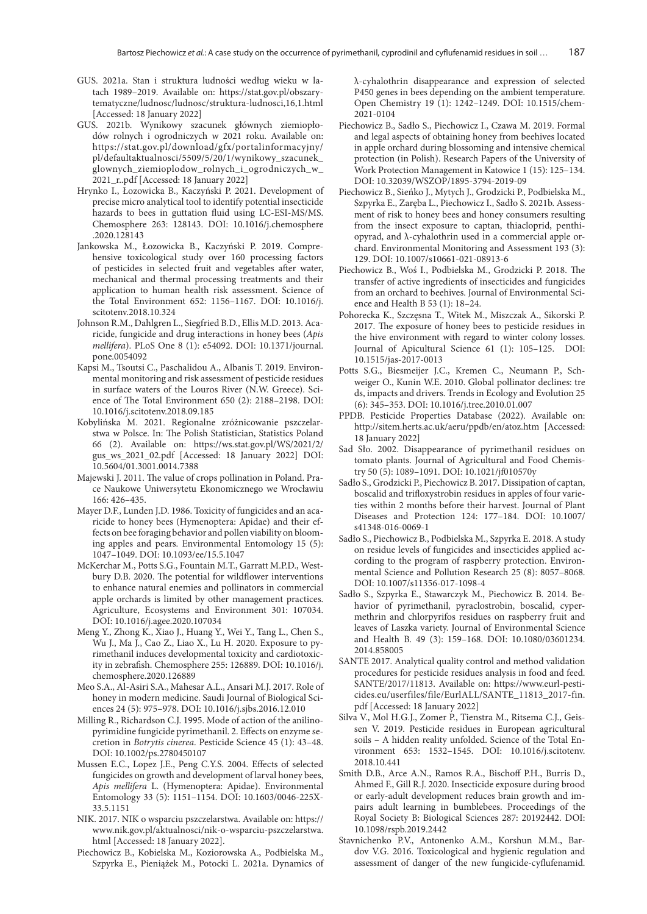GUS. 2021a. Stan i struktura ludności według wieku w latach 1989–2019. Available on: https://stat.gov.pl/obszary-tematyczne/ludnosc/ludnosc/struktura-ludnosci,16,1.html [Accessed: 18 January 2022]

GUS. 2021b. Wynikowy szacunek głównych ziemiopłodów rolnych i ogrodniczych w 2021 roku. Available on: https://stat.gov.pl/download/gfx/portalinformacyjny/pl/defaultaktualnosci/5509/5/20/1/wynikowy_szacunek_glownych_ziemioplodow_rolnych_i_ogrodniczych_w_2021_r..pdf [Accessed: 18 January 2022]

Hrynko I., Łozowicka B., Kaczyński P. 2021. Development of precise micro analytical tool to identify potential insecticide hazards to bees in guttation fluid using LC-ESI-MS/MS. Chemosphere 263: 128143. DOI: 10.1016/j.chemosphere.2020.128143

Jankowska M., Łozowicka B., Kaczyński P. 2019. Comprehensive toxicological study over 160 processing factors of pesticides in selected fruit and vegetables after water, mechanical and thermal processing treatments and their application to human health risk assessment. Science of the Total Environment 652: 1156–1167. DOI: 10.1016/j.scitotenv.2018.10.324

Johnson R.M., Dahlgren L., Siegfried B.D., Ellis M.D. 2013. Acaricide, fungicide and drug interactions in honey bees (*Apis mellifera*). PLoS One 8 (1): e54092. DOI: 10.1371/journal.pone.0054092

Kapsi M., Tsoutsi C., Paschalidou A., Albanis T. 2019. Environmental monitoring and risk assessment of pesticide residues in surface waters of the Louros River (N.W. Greece). Science of The Total Environment 650 (2): 2188–2198. DOI: 10.1016/j.scitotenv.2018.09.185

Kobylińska M. 2021. Regionalne zróżnicowanie pszczelarstwa w Polsce. In: The Polish Statistician, Statistics Poland 66 (2). Available on: https://ws.stat.gov.pl/WS/2021/2/gus_ws_2021_02.pdf [Accessed: 18 January 2022] DOI: 10.5604/01.3001.0014.7388

Majewski J. 2011. The value of crops pollination in Poland. Prace Naukowe Uniwersytetu Ekonomicznego we Wrocławiu 166: 426–435.

Mayer D.F., Lunden J.D. 1986. Toxicity of fungicides and an acaricide to honey bees (Hymenoptera: Apidae) and their effects on bee foraging behavior and pollen viability on blooming apples and pears. Environmental Entomology 15 (5): 1047–1049. DOI: 10.1093/ee/15.5.1047

McKerchar M., Potts S.G., Fountain M.T., Garratt M.P.D., Westbury D.B. 2020. The potential for wildflower interventions to enhance natural enemies and pollinators in commercial apple orchards is limited by other management practices. Agriculture, Ecosystems and Environment 301: 107034. DOI: 10.1016/j.agee.2020.107034

Meng Y., Zhong K., Xiao J., Huang Y., Wei Y., Tang L., Chen S., Wu J., Ma J., Cao Z., Liao X., Lu H. 2020. Exposure to pyrimethanil induces developmental toxicity and cardiotoxicity in zebrafish. Chemosphere 255: 126889. DOI: 10.1016/j.chemosphere.2020.126889

Meo S.A., Al-Asiri S.A., Mahesar A.L., Ansari M.J. 2017. Role of honey in modern medicine. Saudi Journal of Biological Sciences 24 (5): 975–978. DOI: 10.1016/j.sjbs.2016.12.010

Milling R., Richardson C.J. 1995. Mode of action of the anilino-pyrimidine fungicide pyrimethanil. 2. Effects on enzyme secretion in *Botrytis cinerea*. Pesticide Science 45 (1): 43–48. DOI: 10.1002/ps.2780450107

Mussen E.C., Lopez J.E., Peng C.Y.S. 2004. Effects of selected fungicides on growth and development of larval honey bees, *Apis mellifera* L. (Hymenoptera: Apidae). Environmental Entomology 33 (5): 1151–1154. DOI: 10.1603/0046-225X-33.5.1151

NIK. 2017. NIK o wsparciu pszczelarstwa. Available on: https://www.nik.gov.pl/aktualnosci/nik-o-wsparciu-pszczelarstwa.html [Accessed: 18 January 2022].

Piechowicz B., Kobielska M., Koziorowska A., Podbielska M., Szpyrka E., Pieniążek M., Potocki L. 2021a. Dynamics of λ-cyhalothrin disappearance and expression of selected P450 genes in bees depending on the ambient temperature. Open Chemistry 19 (1): 1242–1249. DOI: 10.1515/chem-2021-0104

Piechowicz B., Sadło S., Piechowicz I., Czawa M. 2019. Formal and legal aspects of obtaining honey from beehives located in apple orchard during blossoming and intensive chemical protection (in Polish). Research Papers of the University of Work Protection Management in Katowice 1 (15): 125–134. DOI: 10.32039/WSZOP/1895-3794-2019-09

Piechowicz B., Sieńko J., Mytych J., Grodzicki P., Podbielska M., Szpyrka E., Zaręba L., Piechowicz I., Sadło S. 2021b. Assessment of risk to honey bees and honey consumers resulting from the insect exposure to captan, thiacloprid, penthiopyrad, and λ-cyhalothrin used in a commercial apple orchard. Environmental Monitoring and Assessment 193 (3): 129. DOI: 10.1007/s10661-021-08913-6

Piechowicz B., Woś I., Podbielska M., Grodzicki P. 2018. The transfer of active ingredients of insecticides and fungicides from an orchard to beehives. Journal of Environmental Science and Health B 53 (1): 18–24.

Pohorecka K., Szczęsna T., Witek M., Miszczak A., Sikorski P. 2017. The exposure of honey bees to pesticide residues in the hive environment with regard to winter colony losses. Journal of Apicultural Science 61 (1): 105–125. DOI: 10.1515/jas-2017-0013

Potts S.G., Biesmeijer J.C., Kremen C., Neumann P., Schweiger O., Kunin W.E. 2010. Global pollinator declines: trends, impacts and drivers. Trends in Ecology and Evolution 25 (6): 345–353. DOI: 10.1016/j.tree.2010.01.007

PPDB. Pesticide Properties Database (2022). Available on: http://sitem.herts.ac.uk/aeru/ppdb/en/atoz.htm [Accessed: 18 January 2022]

Sad Sło. 2002. Disappearance of pyrimethanil residues on tomato plants. Journal of Agricultural and Food Chemistry 50 (5): 1089–1091. DOI: 10.1021/jf010570y

Sadło S., Grodzicki P., Piechowicz B. 2017. Dissipation of captan, boscalid and trifloxystrobin residues in apples of four varieties within 2 months before their harvest. Journal of Plant Diseases and Protection 124: 177–184. DOI: 10.1007/s41348-016-0069-1

Sadło S., Piechowicz B., Podbielska M., Szpyrka E. 2018. A study on residue levels of fungicides and insecticides applied according to the program of raspberry protection. Environmental Science and Pollution Research 25 (8): 8057–8068. DOI: 10.1007/s11356-017-1098-4

Sadło S., Szpyrka E., Stawarczyk M., Piechowicz B. 2014. Behavior of pyrimethanil, pyraclostrobin, boscalid, cypermethrin and chlorpyrifos residues on raspberry fruit and leaves of Laszka variety. Journal of Environmental Science and Health B. 49 (3): 159–168. DOI: 10.1080/03601234.2014.858005

SANTE 2017. Analytical quality control and method validation procedures for pesticide residues analysis in food and feed. SANTE/2017/11813. Available on: https://www.eurl-pesticides.eu/userfiles/file/EurlALL/SANTE_11813_2017-fin.pdf [Accessed: 18 January 2022]

Silva V., Mol H.G.J., Zomer P., Tienstra M., Ritsema C.J., Geissen V. 2019. Pesticide residues in European agricultural soils – A hidden reality unfolded. Science of the Total Environment 653: 1532–1545. DOI: 10.1016/j.scitotenv.2018.10.441

Smith D.B., Arce A.N., Ramos R.A., Bischoff P.H., Burris D., Ahmed F., Gill R.J. 2020. Insecticide exposure during brood or early-adult development reduces brain growth and impairs adult learning in bumblebees. Proceedings of the Royal Society B: Biological Sciences 287: 20192442. DOI: 10.1098/rspb.2019.2442

Stavnichenko P.V., Antonenko A.M., Korshun M.M., Bardov V.G. 2016. Toxicological and hygienic regulation and assessment of danger of the new fungicide-cyflufenamid.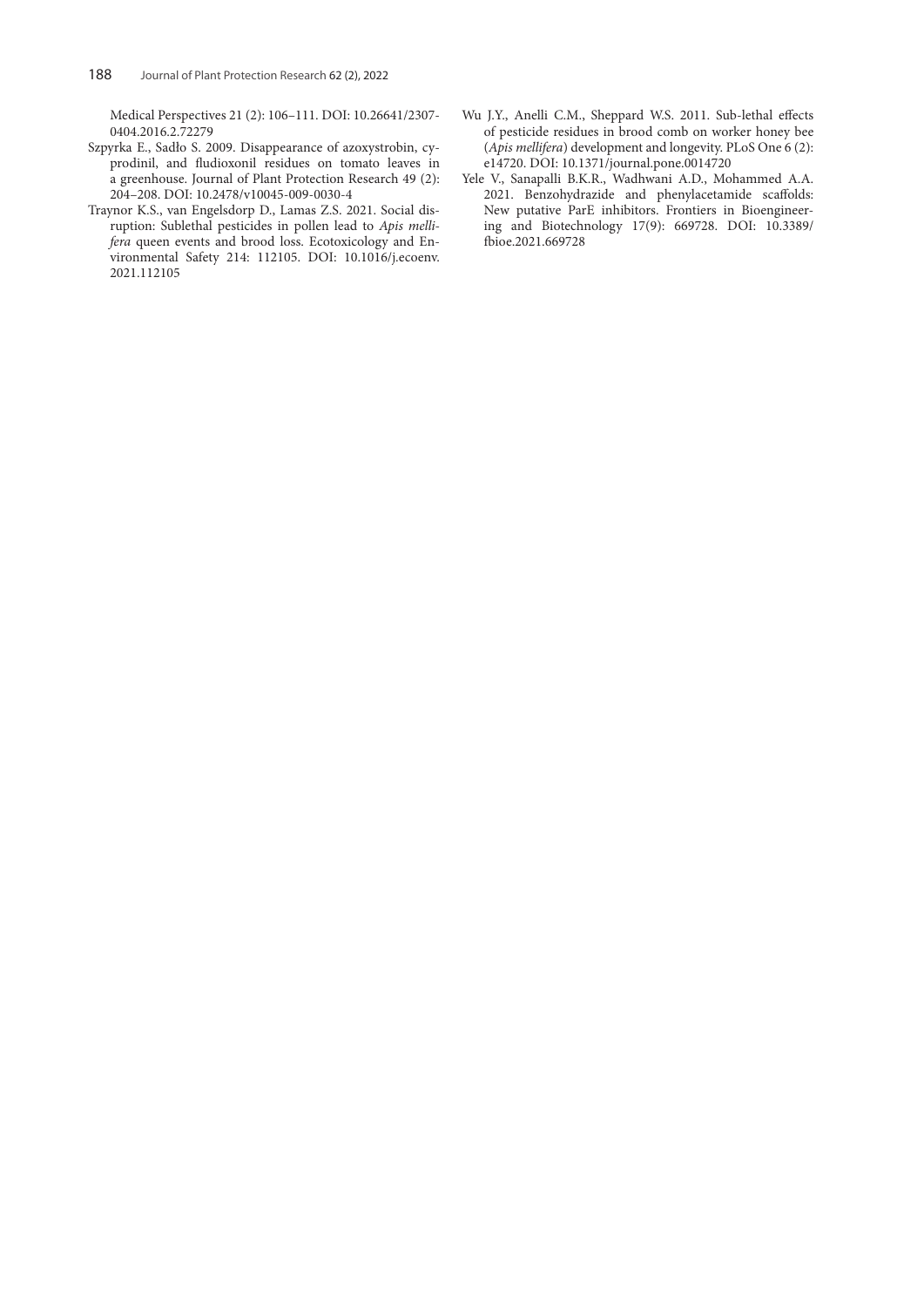Medical Perspectives 21 (2): 106–111. DOI: 10.26641/2307-0404.2016.2.72279

Szpyrka E., Sadło S. 2009. Disappearance of azoxystrobin, cyprodinil, and fludioxonil residues on tomato leaves in a greenhouse. Journal of Plant Protection Research 49 (2): 204–208. DOI: 10.2478/v10045-009-0030-4

Traynor K.S., van Engelsdorp D., Lamas Z.S. 2021. Social disruption: Sublethal pesticides in pollen lead to *Apis mellifera* queen events and brood loss. Ecotoxicology and Environmental Safety 214: 112105. DOI: 10.1016/j.ecoenv.2021.112105

Wu J.Y., Anelli C.M., Sheppard W.S. 2011. Sub-lethal effects of pesticide residues in brood comb on worker honey bee (*Apis mellifera*) development and longevity. PLoS One 6 (2): e14720. DOI: 10.1371/journal.pone.0014720

Yele V., Sanapalli B.K.R., Wadhwani A.D., Mohammed A.A. 2021. Benzohydrazide and phenylacetamide scaffolds: New putative ParE inhibitors. Frontiers in Bioengineering and Biotechnology 17(9): 669728. DOI: 10.3389/fbioe.2021.669728